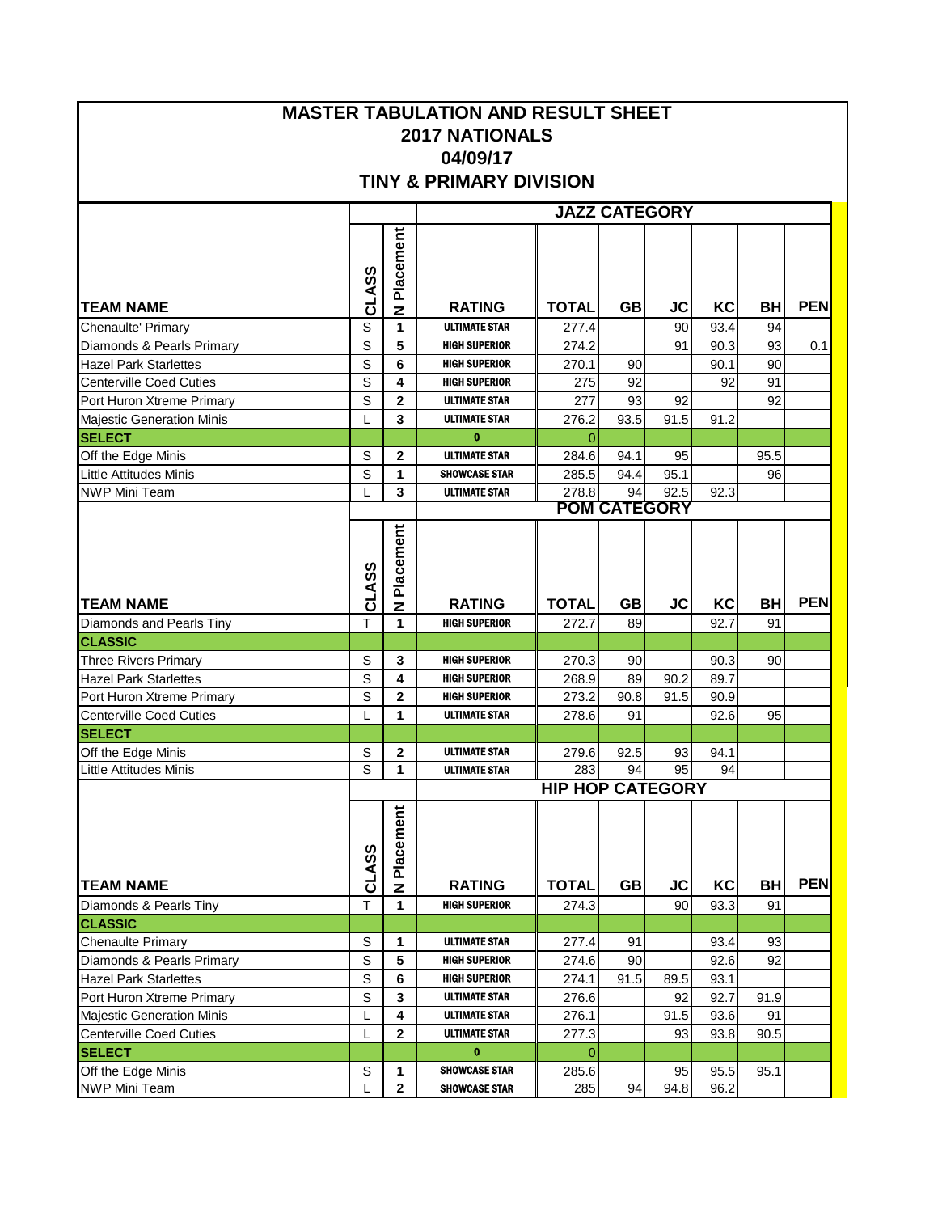# MASTER TABULATION AND RESULT SHEET
## 2017 NATIONALS
## 04/09/17
## TINY & PRIMARY DIVISION

| | | | JAZZ CATEGORY | | | | | | |
|---|---|---|---|---|---|---|---|---|---|
| **TEAM NAME** | **CLASS** | **N Placement** | **RATING** | **TOTAL** | **GB** | **JC** | **KC** | **BH** | **PEN** |
| Chenaulte' Primary | S | 1 | ULTIMATE STAR | 277.4 | | 90 | 93.4 | 94 | |
| Diamonds & Pearls Primary | S | 5 | HIGH SUPERIOR | 274.2 | | 91 | 90.3 | 93 | 0.1 |
| Hazel Park Starlettes | S | 6 | HIGH SUPERIOR | 270.1 | 90 | | 90.1 | 90 | |
| Centerville Coed Cuties | S | 4 | HIGH SUPERIOR | 275 | 92 | | 92 | 91 | |
| Port Huron Xtreme Primary | S | 2 | ULTIMATE STAR | 277 | 93 | 92 | | 92 | |
| Majestic Generation Minis | L | 3 | ULTIMATE STAR | 276.2 | 93.5 | 91.5 | 91.2 | | |
| **SELECT** | | | 0 | 0 | | | | | |
| Off the Edge Minis | S | 2 | ULTIMATE STAR | 284.6 | 94.1 | 95 | | 95.5 | |
| Little Attitudes Minis | S | 1 | SHOWCASE STAR | 285.5 | 94.4 | 95.1 | | 96 | |
| NWP Mini Team | L | 3 | ULTIMATE STAR | 278.8 | 94 | 92.5 | 92.3 | | |

| | | | POM CATEGORY | | | | | | |
|---|---|---|---|---|---|---|---|---|---|
| **TEAM NAME** | **CLASS** | **N Placement** | **RATING** | **TOTAL** | **GB** | **JC** | **KC** | **BH** | **PEN** |
| Diamonds and Pearls Tiny | T | 1 | HIGH SUPERIOR | 272.7 | 89 | | 92.7 | 91 | |
| **CLASSIC** | | | | | | | | | |
| Three Rivers Primary | S | 3 | HIGH SUPERIOR | 270.3 | 90 | | 90.3 | 90 | |
| Hazel Park Starlettes | S | 4 | HIGH SUPERIOR | 268.9 | 89 | 90.2 | 89.7 | | |
| Port Huron Xtreme Primary | S | 2 | HIGH SUPERIOR | 273.2 | 90.8 | 91.5 | 90.9 | | |
| Centerville Coed Cuties | L | 1 | ULTIMATE STAR | 278.6 | 91 | | 92.6 | 95 | |
| **SELECT** | | | | | | | | | |
| Off the Edge Minis | S | 2 | ULTIMATE STAR | 279.6 | 92.5 | 93 | 94.1 | | |
| Little Attitudes Minis | S | 1 | ULTIMATE STAR | 283 | 94 | 95 | 94 | | |

| | | | HIP HOP CATEGORY | | | | | | |
|---|---|---|---|---|---|---|---|---|---|
| **TEAM NAME** | **CLASS** | **N Placement** | **RATING** | **TOTAL** | **GB** | **JC** | **KC** | **BH** | **PEN** |
| Diamonds & Pearls Tiny | T | 1 | HIGH SUPERIOR | 274.3 | | 90 | 93.3 | 91 | |
| **CLASSIC** | | | | | | | | | |
| Chenaulte Primary | S | 1 | ULTIMATE STAR | 277.4 | 91 | | 93.4 | 93 | |
| Diamonds & Pearls Primary | S | 5 | HIGH SUPERIOR | 274.6 | 90 | | 92.6 | 92 | |
| Hazel Park Starlettes | S | 6 | HIGH SUPERIOR | 274.1 | 91.5 | 89.5 | 93.1 | | |
| Port Huron Xtreme Primary | S | 3 | ULTIMATE STAR | 276.6 | | 92 | 92.7 | 91.9 | |
| Majestic Generation Minis | L | 4 | ULTIMATE STAR | 276.1 | | 91.5 | 93.6 | 91 | |
| Centerville Coed Cuties | L | 2 | ULTIMATE STAR | 277.3 | | 93 | 93.8 | 90.5 | |
| **SELECT** | | | 0 | 0 | | | | | |
| Off the Edge Minis | S | 1 | SHOWCASE STAR | 285.6 | | 95 | 95.5 | 95.1 | |
| NWP Mini Team | L | 2 | SHOWCASE STAR | 285 | 94 | 94.8 | 96.2 | | |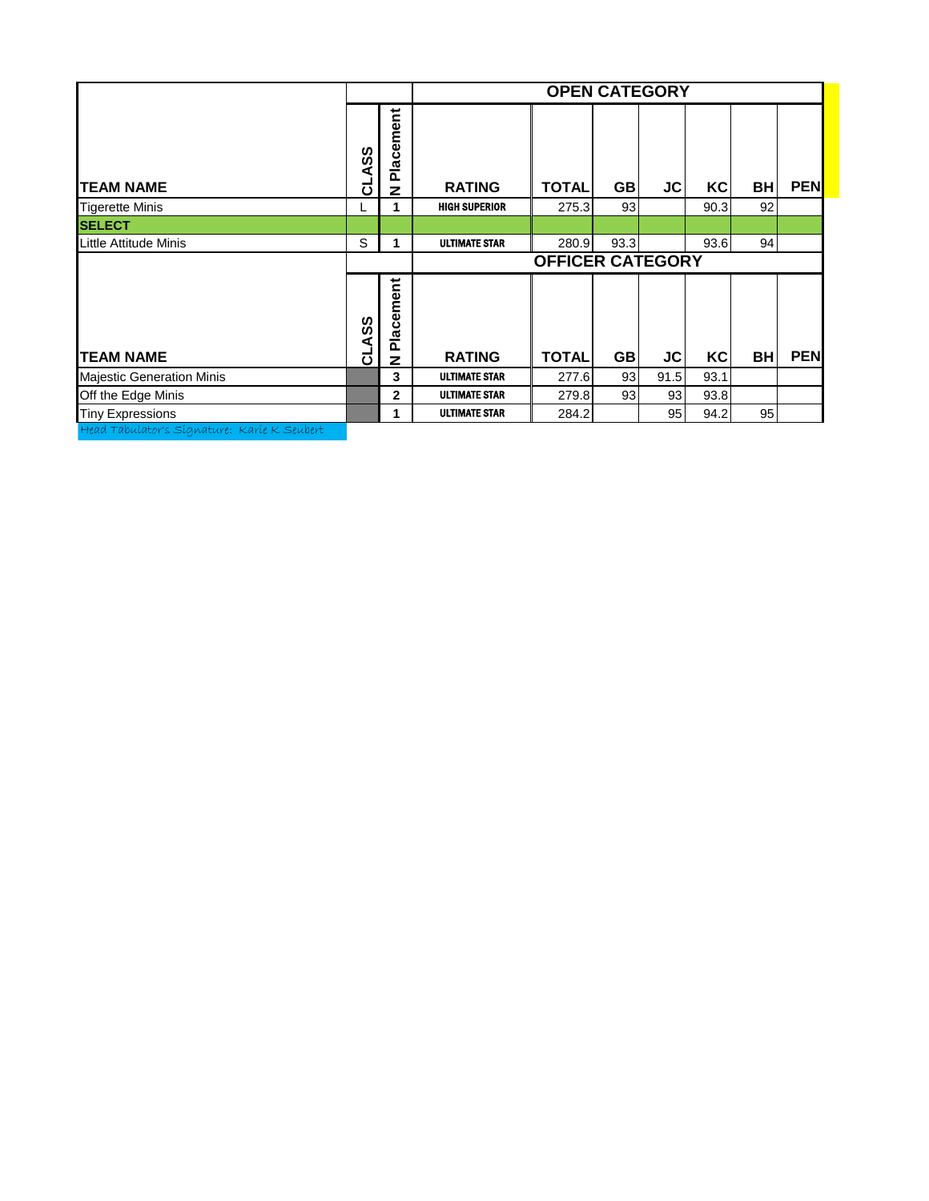| TEAM NAME | CLASS | N Placement | RATING | TOTAL | GB | JC | KC | BH | PEN |
|---|---|---|---|---|---|---|---|---|---|
| | | | **OPEN CATEGORY** | | | | | | |
| Tigerette Minis | L | 1 | HIGH SUPERIOR | 275.3 | 93 | | 90.3 | 92 | |
| **SELECT** | | | | | | | | | |
| Little Attitude Minis | S | 1 | ULTIMATE STAR | 280.9 | 93.3 | | 93.6 | 94 | |

| TEAM NAME | CLASS | N Placement | RATING | TOTAL | GB | JC | KC | BH | PEN |
|---|---|---|---|---|---|---|---|---|---|
| | | | **OFFICER CATEGORY** | | | | | | |
| Majestic Generation Minis | | 3 | ULTIMATE STAR | 277.6 | 93 | 91.5 | 93.1 | | |
| Off the Edge Minis | | 2 | ULTIMATE STAR | 279.8 | 93 | 93 | 93.8 | | |
| Tiny Expressions | | 1 | ULTIMATE STAR | 284.2 | | 95 | 94.2 | 95 | |

Head Tabulator's Signature: Karle K Seubert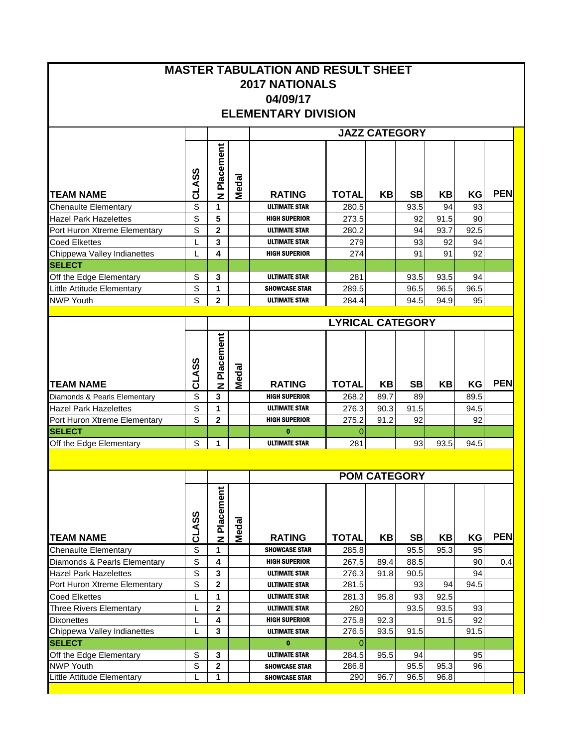# MASTER TABULATION AND RESULT SHEET
## 2017 NATIONALS
## 04/09/17
## ELEMENTARY DIVISION

### JAZZ CATEGORY

| TEAM NAME | CLASS | N Placement | Medal | RATING | TOTAL | KB | SB | KB | KG | PEN |
|---|---|---|---|---|---|---|---|---|---|---|
| Chenaulte Elementary | S | 1 | | ULTIMATE STAR | 280.5 | | 93.5 | 94 | 93 | |
| Hazel Park Hazelettes | S | 5 | | HIGH SUPERIOR | 273.5 | | 92 | 91.5 | 90 | |
| Port Huron Xtreme Elementary | S | 2 | | ULTIMATE STAR | 280.2 | | 94 | 93.7 | 92.5 | |
| Coed Elkettes | L | 3 | | ULTIMATE STAR | 279 | | 93 | 92 | 94 | |
| Chippewa Valley Indianettes | L | 4 | | HIGH SUPERIOR | 274 | | 91 | 91 | 92 | |
| **SELECT** | | | | | | | | | | |
| Off the Edge Elementary | S | 3 | | ULTIMATE STAR | 281 | | 93.5 | 93.5 | 94 | |
| Little Attitude Elementary | S | 1 | | SHOWCASE STAR | 289.5 | | 96.5 | 96.5 | 96.5 | |
| NWP Youth | S | 2 | | ULTIMATE STAR | 284.4 | | 94.5 | 94.9 | 95 | |

### LYRICAL CATEGORY

| TEAM NAME | CLASS | N Placement | Medal | RATING | TOTAL | KB | SB | KB | KG | PEN |
|---|---|---|---|---|---|---|---|---|---|---|
| Diamonds & Pearls Elementary | S | 3 | | HIGH SUPERIOR | 268.2 | 89.7 | 89 | | 89.5 | |
| Hazel Park Hazelettes | S | 1 | | ULTIMATE STAR | 276.3 | 90.3 | 91.5 | | 94.5 | |
| Port Huron Xtreme Elementary | S | 2 | | HIGH SUPERIOR | 275.2 | 91.2 | 92 | | 92 | |
| **SELECT** | | | | 0 | 0 | | | | | |
| Off the Edge Elementary | S | 1 | | ULTIMATE STAR | 281 | | 93 | 93.5 | 94.5 | |

### POM CATEGORY

| TEAM NAME | CLASS | N Placement | Medal | RATING | TOTAL | KB | SB | KB | KG | PEN |
|---|---|---|---|---|---|---|---|---|---|---|
| Chenaulte Elementary | S | 1 | | SHOWCASE STAR | 285.8 | | 95.5 | 95.3 | 95 | |
| Diamonds & Pearls Elementary | S | 4 | | HIGH SUPERIOR | 267.5 | 89.4 | 88.5 | | 90 | 0.4 |
| Hazel Park Hazelettes | S | 3 | | ULTIMATE STAR | 276.3 | 91.8 | 90.5 | | 94 | |
| Port Huron Xtreme Elementary | S | 2 | | ULTIMATE STAR | 281.5 | | 93 | 94 | 94.5 | |
| Coed Elkettes | L | 1 | | ULTIMATE STAR | 281.3 | 95.8 | 93 | 92.5 | | |
| Three Rivers Elementary | L | 2 | | ULTIMATE STAR | 280 | | 93.5 | 93.5 | 93 | |
| Dixonettes | L | 4 | | HIGH SUPERIOR | 275.8 | 92.3 | | 91.5 | 92 | |
| Chippewa Valley Indianettes | L | 3 | | ULTIMATE STAR | 276.5 | 93.5 | 91.5 | | 91.5 | |
| **SELECT** | | | | 0 | 0 | | | | | |
| Off the Edge Elementary | S | 3 | | ULTIMATE STAR | 284.5 | 95.5 | 94 | | 95 | |
| NWP Youth | S | 2 | | SHOWCASE STAR | 286.8 | | 95.5 | 95.3 | 96 | |
| Little Attitude Elementary | L | 1 | | SHOWCASE STAR | 290 | 96.7 | 96.5 | 96.8 | | |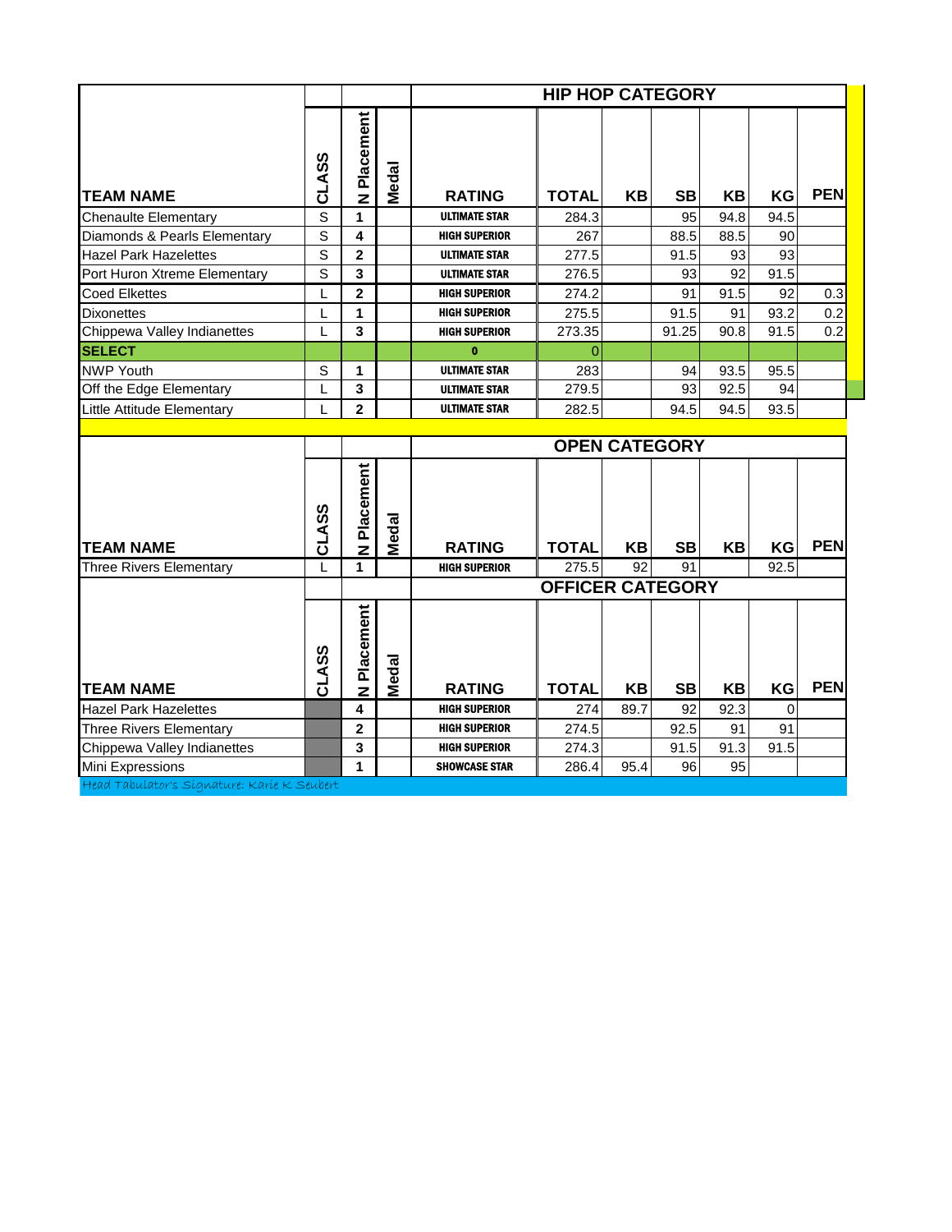| TEAM NAME | CLASS | N Placement | Medal | RATING | TOTAL | KB | SB | KB | KG | PEN |
|---|---|---|---|---|---|---|---|---|---|---|
| **HIP HOP CATEGORY** | | | | | | | | | | |
| Chenaulte Elementary | S | 1 | | ULTIMATE STAR | 284.3 | | 95 | 94.8 | 94.5 | |
| Diamonds & Pearls Elementary | S | 4 | | HIGH SUPERIOR | 267 | | 88.5 | 88.5 | 90 | |
| Hazel Park Hazelettes | S | 2 | | ULTIMATE STAR | 277.5 | | 91.5 | 93 | 93 | |
| Port Huron Xtreme Elementary | S | 3 | | ULTIMATE STAR | 276.5 | | 93 | 92 | 91.5 | |
| Coed Elkettes | L | 2 | | HIGH SUPERIOR | 274.2 | | 91 | 91.5 | 92 | 0.3 |
| Dixonettes | L | 1 | | HIGH SUPERIOR | 275.5 | | 91.5 | 91 | 93.2 | 0.2 |
| Chippewa Valley Indianettes | L | 3 | | HIGH SUPERIOR | 273.35 | | 91.25 | 90.8 | 91.5 | 0.2 |
| **SELECT** | | | | 0 | 0 | | | | | |
| NWP Youth | S | 1 | | ULTIMATE STAR | 283 | | 94 | 93.5 | 95.5 | |
| Off the Edge Elementary | L | 3 | | ULTIMATE STAR | 279.5 | | 93 | 92.5 | 94 | |
| Little Attitude Elementary | L | 2 | | ULTIMATE STAR | 282.5 | | 94.5 | 94.5 | 93.5 | |

| TEAM NAME | CLASS | N Placement | Medal | RATING | TOTAL | KB | SB | KB | KG | PEN |
|---|---|---|---|---|---|---|---|---|---|---|
| **OPEN CATEGORY** | | | | | | | | | | |
| Three Rivers Elementary | L | 1 | | HIGH SUPERIOR | 275.5 | 92 | 91 | | 92.5 | |

| TEAM NAME | CLASS | N Placement | Medal | RATING | TOTAL | KB | SB | KB | KG | PEN |
|---|---|---|---|---|---|---|---|---|---|---|
| **OFFICER CATEGORY** | | | | | | | | | | |
| Hazel Park Hazelettes | | 4 | | HIGH SUPERIOR | 274 | 89.7 | 92 | 92.3 | 0 | |
| Three Rivers Elementary | | 2 | | HIGH SUPERIOR | 274.5 | | 92.5 | 91 | 91 | |
| Chippewa Valley Indianettes | | 3 | | HIGH SUPERIOR | 274.3 | | 91.5 | 91.3 | 91.5 | |
| Mini Expressions | | 1 | | SHOWCASE STAR | 286.4 | 95.4 | 96 | 95 | | |

Head Tabulator's Signature: Karie K Seubert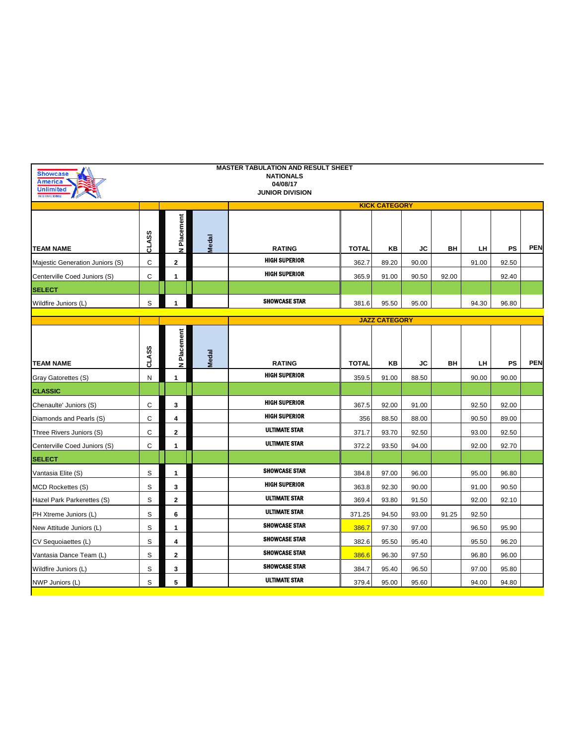**MASTER TABULATION AND RESULT SHEET**
**NATIONALS**
**04/08/17**
**JUNIOR DIVISION**

## KICK CATEGORY

| TEAM NAME | CLASS | N Placement | Medal | RATING | TOTAL | KB | JC | BH | LH | PS | PEN |
|---|---|---|---|---|---|---|---|---|---|---|---|
| Majestic Generation Juniors (S) | C | 2 | | HIGH SUPERIOR | 362.7 | 89.20 | 90.00 | | 91.00 | 92.50 | |
| Centerville Coed Juniors (S) | C | 1 | | HIGH SUPERIOR | 365.9 | 91.00 | 90.50 | 92.00 | | 92.40 | |
| **SELECT** | | | | | | | | | | | |
| Wildfire Juniors (L) | S | 1 | | SHOWCASE STAR | 381.6 | 95.50 | 95.00 | | 94.30 | 96.80 | |

## JAZZ CATEGORY

| TEAM NAME | CLASS | N Placement | Medal | RATING | TOTAL | KB | JC | BH | LH | PS | PEN |
|---|---|---|---|---|---|---|---|---|---|---|---|
| Gray Gatorettes (S) | N | 1 | | HIGH SUPERIOR | 359.5 | 91.00 | 88.50 | | 90.00 | 90.00 | |
| **CLASSIC** | | | | | | | | | | | |
| Chenaulte' Juniors (S) | C | 3 | | HIGH SUPERIOR | 367.5 | 92.00 | 91.00 | | 92.50 | 92.00 | |
| Diamonds and Pearls (S) | C | 4 | | HIGH SUPERIOR | 356 | 88.50 | 88.00 | | 90.50 | 89.00 | |
| Three Rivers Juniors (S) | C | 2 | | ULTIMATE STAR | 371.7 | 93.70 | 92.50 | | 93.00 | 92.50 | |
| Centerville Coed Juniors (S) | C | 1 | | ULTIMATE STAR | 372.2 | 93.50 | 94.00 | | 92.00 | 92.70 | |
| **SELECT** | | | | | | | | | | | |
| Vantasia Elite (S) | S | 1 | | SHOWCASE STAR | 384.8 | 97.00 | 96.00 | | 95.00 | 96.80 | |
| MCD Rockettes (S) | S | 3 | | HIGH SUPERIOR | 363.8 | 92.30 | 90.00 | | 91.00 | 90.50 | |
| Hazel Park Parkerettes (S) | S | 2 | | ULTIMATE STAR | 369.4 | 93.80 | 91.50 | | 92.00 | 92.10 | |
| PH Xtreme Juniors (L) | S | 6 | | ULTIMATE STAR | 371.25 | 94.50 | 93.00 | 91.25 | 92.50 | | |
| New Attitude Juniors (L) | S | 1 | | SHOWCASE STAR | 386.7 | 97.30 | 97.00 | | 96.50 | 95.90 | |
| CV Sequoiaettes (L) | S | 4 | | SHOWCASE STAR | 382.6 | 95.50 | 95.40 | | 95.50 | 96.20 | |
| Vantasia Dance Team (L) | S | 2 | | SHOWCASE STAR | 386.6 | 96.30 | 97.50 | | 96.80 | 96.00 | |
| Wildfire Juniors (L) | S | 3 | | SHOWCASE STAR | 384.7 | 95.40 | 96.50 | | 97.00 | 95.80 | |
| NWP Juniors (L) | S | 5 | | ULTIMATE STAR | 379.4 | 95.00 | 95.60 | | 94.00 | 94.80 | |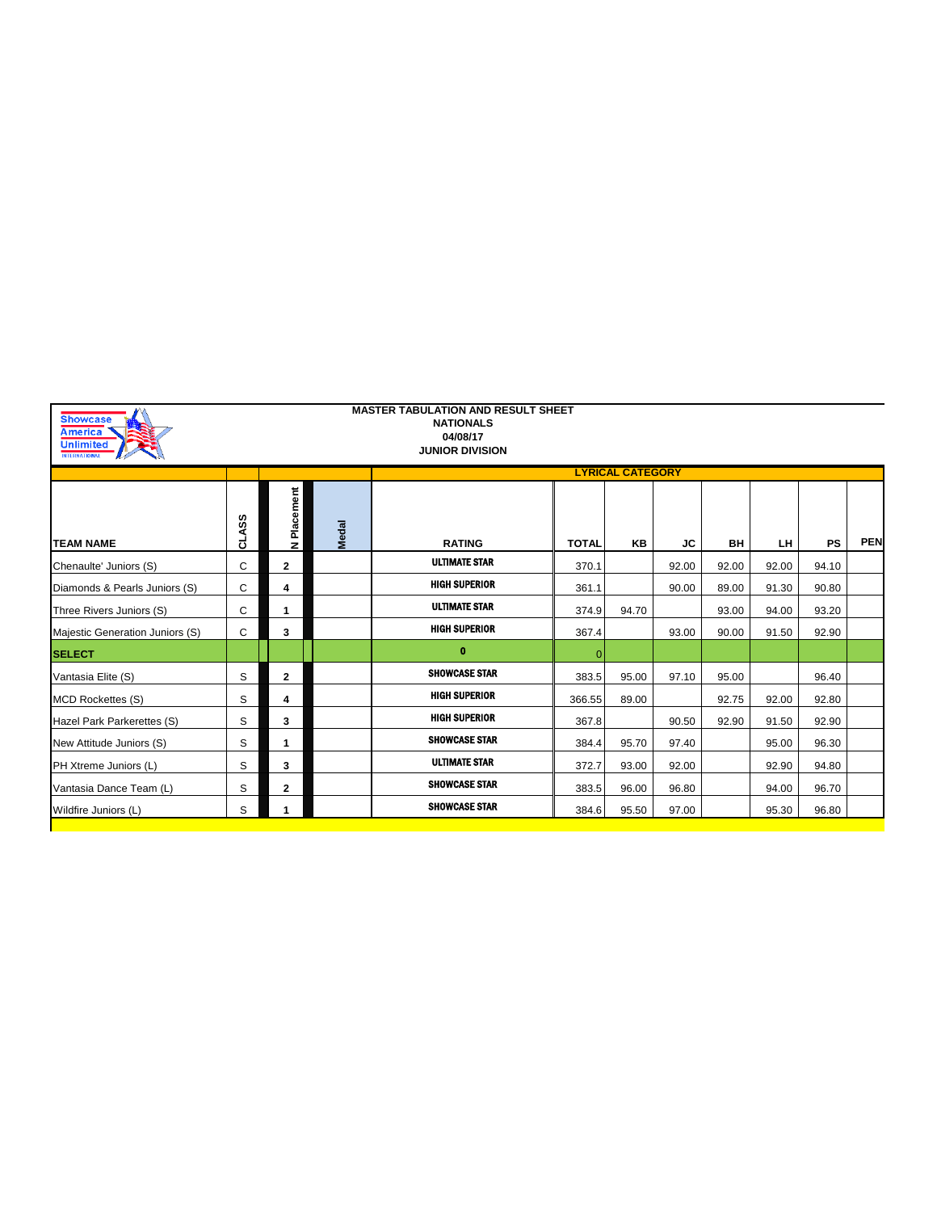**MASTER TABULATION AND RESULT SHEET**
**NATIONALS**
**04/08/17**
**JUNIOR DIVISION**

| TEAM NAME | CLASS | N Placement | Medal | RATING | TOTAL | KB | JC | BH | LH | PS | PEN |
|---|---|---|---|---|---|---|---|---|---|---|---|
| | | | | **LYRICAL CATEGORY** | | | | | | | |
| Chenaulte' Juniors (S) | C | 2 | | ULTIMATE STAR | 370.1 | | 92.00 | 92.00 | 92.00 | 94.10 | |
| Diamonds & Pearls Juniors (S) | C | 4 | | HIGH SUPERIOR | 361.1 | | 90.00 | 89.00 | 91.30 | 90.80 | |
| Three Rivers Juniors (S) | C | 1 | | ULTIMATE STAR | 374.9 | 94.70 | | 93.00 | 94.00 | 93.20 | |
| Majestic Generation Juniors (S) | C | 3 | | HIGH SUPERIOR | 367.4 | | 93.00 | 90.00 | 91.50 | 92.90 | |
| **SELECT** | | | | 0 | 0 | | | | | | |
| Vantasia Elite (S) | S | 2 | | SHOWCASE STAR | 383.5 | 95.00 | 97.10 | 95.00 | | 96.40 | |
| MCD Rockettes (S) | S | 4 | | HIGH SUPERIOR | 366.55 | 89.00 | | 92.75 | 92.00 | 92.80 | |
| Hazel Park Parkerettes (S) | S | 3 | | HIGH SUPERIOR | 367.8 | | 90.50 | 92.90 | 91.50 | 92.90 | |
| New Attitude Juniors (S) | S | 1 | | SHOWCASE STAR | 384.4 | 95.70 | 97.40 | | 95.00 | 96.30 | |
| PH Xtreme Juniors (L) | S | 3 | | ULTIMATE STAR | 372.7 | 93.00 | 92.00 | | 92.90 | 94.80 | |
| Vantasia Dance Team (L) | S | 2 | | SHOWCASE STAR | 383.5 | 96.00 | 96.80 | | 94.00 | 96.70 | |
| Wildfire Juniors (L) | S | 1 | | SHOWCASE STAR | 384.6 | 95.50 | 97.00 | | 95.30 | 96.80 | |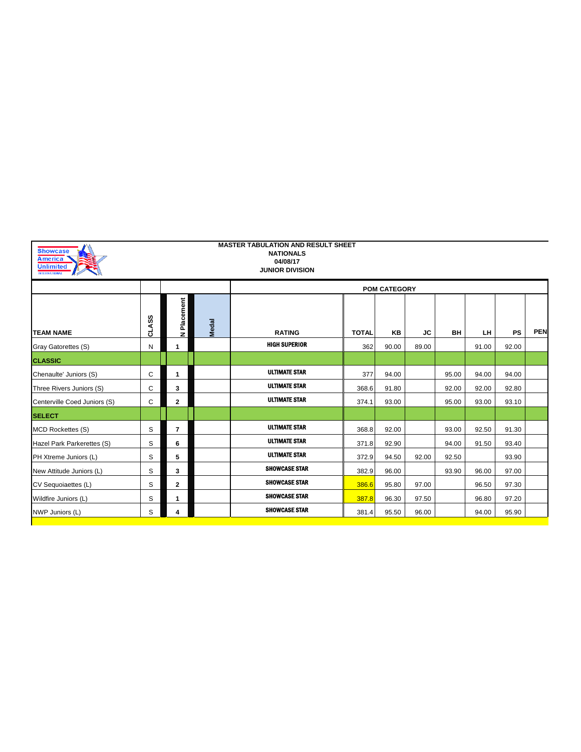**MASTER TABULATION AND RESULT SHEET**
**NATIONALS**
**04/08/17**
**JUNIOR DIVISION**

| TEAM NAME | CLASS | N Placement | Medal | RATING | TOTAL | KB | JC | BH | LH | PS | PEN |
|---|---|---|---|---|---|---|---|---|---|---|---|
| | | | | POM CATEGORY | | | | | | | |
| Gray Gatorettes (S) | N | 1 | | HIGH SUPERIOR | 362 | 90.00 | 89.00 | | 91.00 | 92.00 | |
| **CLASSIC** | | | | | | | | | | | |
| Chenaulte' Juniors (S) | C | 1 | | ULTIMATE STAR | 377 | 94.00 | | 95.00 | 94.00 | 94.00 | |
| Three Rivers Juniors (S) | C | 3 | | ULTIMATE STAR | 368.6 | 91.80 | | 92.00 | 92.00 | 92.80 | |
| Centerville Coed Juniors (S) | C | 2 | | ULTIMATE STAR | 374.1 | 93.00 | | 95.00 | 93.00 | 93.10 | |
| **SELECT** | | | | | | | | | | | |
| MCD Rockettes (S) | S | 7 | | ULTIMATE STAR | 368.8 | 92.00 | | 93.00 | 92.50 | 91.30 | |
| Hazel Park Parkerettes (S) | S | 6 | | ULTIMATE STAR | 371.8 | 92.90 | | 94.00 | 91.50 | 93.40 | |
| PH Xtreme Juniors (L) | S | 5 | | ULTIMATE STAR | 372.9 | 94.50 | 92.00 | 92.50 | | 93.90 | |
| New Attitude Juniors (L) | S | 3 | | SHOWCASE STAR | 382.9 | 96.00 | | 93.90 | 96.00 | 97.00 | |
| CV Sequoiaettes (L) | S | 2 | | SHOWCASE STAR | 386.6 | 95.80 | 97.00 | | 96.50 | 97.30 | |
| Wildfire Juniors (L) | S | 1 | | SHOWCASE STAR | 387.8 | 96.30 | 97.50 | | 96.80 | 97.20 | |
| NWP Juniors (L) | S | 4 | | SHOWCASE STAR | 381.4 | 95.50 | 96.00 | | 94.00 | 95.90 | |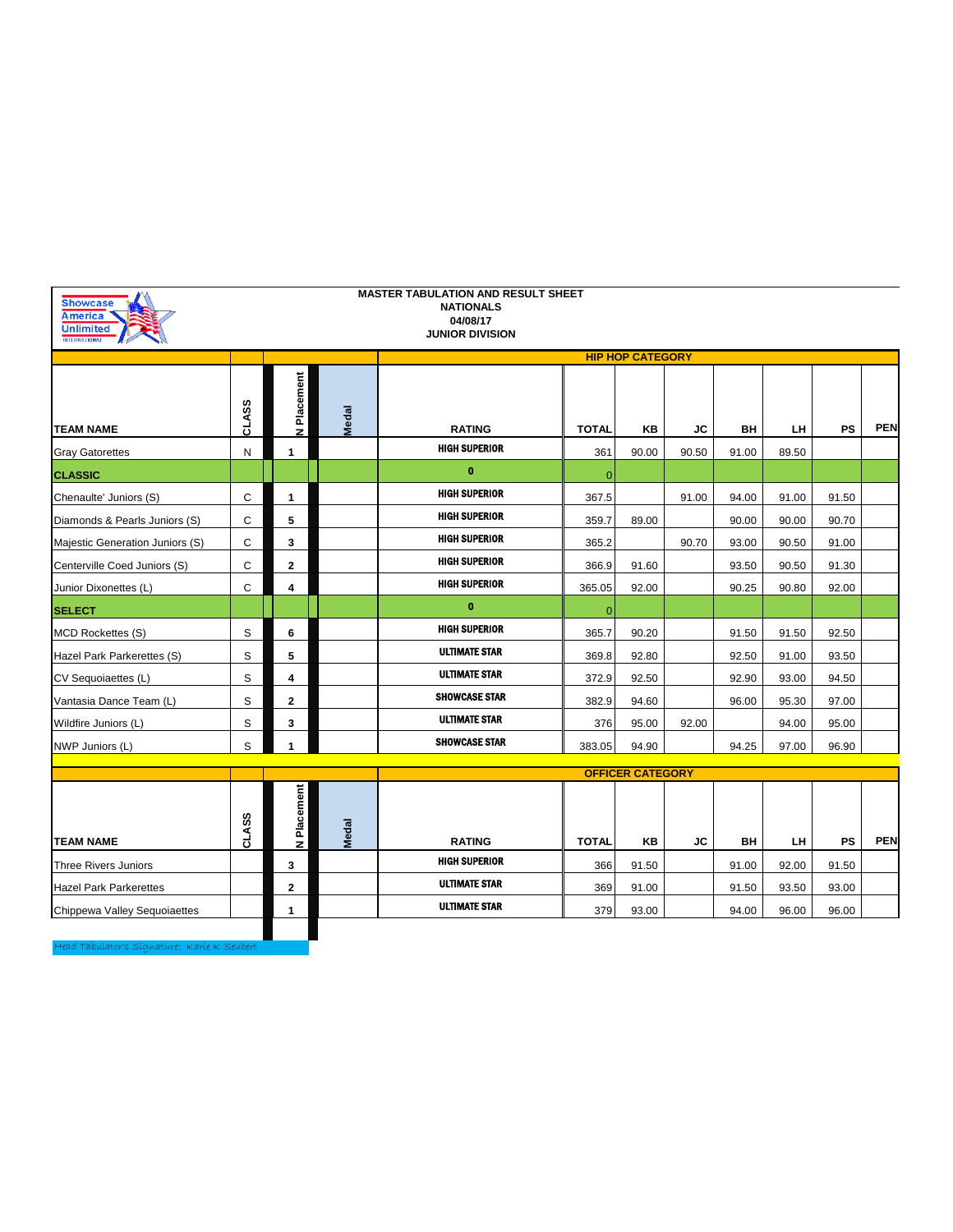**MASTER TABULATION AND RESULT SHEET**
**NATIONALS**
**04/08/17**
**JUNIOR DIVISION**

**HIP HOP CATEGORY**

| TEAM NAME | CLASS | N Placement | Medal | RATING | TOTAL | KB | JC | BH | LH | PS | PEN |
|---|---|---|---|---|---|---|---|---|---|---|---|
| Gray Gatorettes | N | 1 | | HIGH SUPERIOR | 361 | 90.00 | 90.50 | 91.00 | 89.50 | | |
| **CLASSIC** | | | | 0 | 0 | | | | | | |
| Chenaulte' Juniors (S) | C | 1 | | HIGH SUPERIOR | 367.5 | | 91.00 | 94.00 | 91.00 | 91.50 | |
| Diamonds & Pearls Juniors (S) | C | 5 | | HIGH SUPERIOR | 359.7 | 89.00 | | 90.00 | 90.00 | 90.70 | |
| Majestic Generation Juniors (S) | C | 3 | | HIGH SUPERIOR | 365.2 | | 90.70 | 93.00 | 90.50 | 91.00 | |
| Centerville Coed Juniors (S) | C | 2 | | HIGH SUPERIOR | 366.9 | 91.60 | | 93.50 | 90.50 | 91.30 | |
| Junior Dixonettes (L) | C | 4 | | HIGH SUPERIOR | 365.05 | 92.00 | | 90.25 | 90.80 | 92.00 | |
| **SELECT** | | | | 0 | 0 | | | | | | |
| MCD Rockettes (S) | S | 6 | | HIGH SUPERIOR | 365.7 | 90.20 | | 91.50 | 91.50 | 92.50 | |
| Hazel Park Parkerettes (S) | S | 5 | | ULTIMATE STAR | 369.8 | 92.80 | | 92.50 | 91.00 | 93.50 | |
| CV Sequoiaettes (L) | S | 4 | | ULTIMATE STAR | 372.9 | 92.50 | | 92.90 | 93.00 | 94.50 | |
| Vantasia Dance Team (L) | S | 2 | | SHOWCASE STAR | 382.9 | 94.60 | | 96.00 | 95.30 | 97.00 | |
| Wildfire Juniors (L) | S | 3 | | ULTIMATE STAR | 376 | 95.00 | 92.00 | | 94.00 | 95.00 | |
| NWP Juniors (L) | S | 1 | | SHOWCASE STAR | 383.05 | 94.90 | | 94.25 | 97.00 | 96.90 | |

**OFFICER CATEGORY**

| TEAM NAME | CLASS | N Placement | Medal | RATING | TOTAL | KB | JC | BH | LH | PS | PEN |
|---|---|---|---|---|---|---|---|---|---|---|---|
| Three Rivers Juniors | | 3 | | HIGH SUPERIOR | 366 | 91.50 | | 91.00 | 92.00 | 91.50 | |
| Hazel Park Parkerettes | | 2 | | ULTIMATE STAR | 369 | 91.00 | | 91.50 | 93.50 | 93.00 | |
| Chippewa Valley Sequoiaettes | | 1 | | ULTIMATE STAR | 379 | 93.00 | | 94.00 | 96.00 | 96.00 | |

Head Tabulator's Signature: Karie K Seubert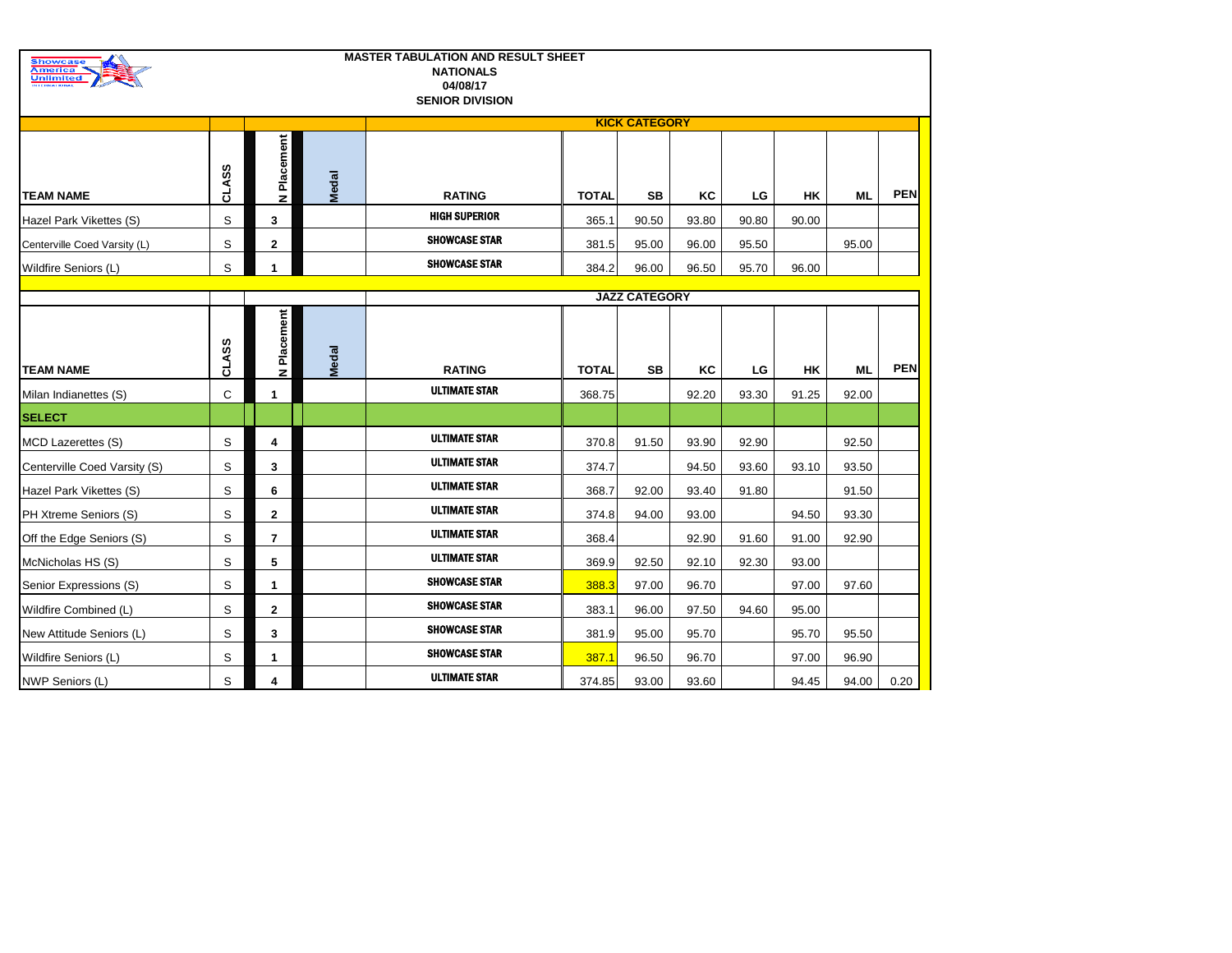# MASTER TABULATION AND RESULT SHEET

**NATIONALS**
**04/08/17**
**SENIOR DIVISION**

| TEAM NAME | CLASS | N Placement | Medal | RATING | TOTAL | SB | KC | LG | HK | ML | PEN |
|---|---|---|---|---|---|---|---|---|---|---|---|
| | | | | **KICK CATEGORY** | | | | | | | |
| Hazel Park Vikettes (S) | S | 3 | | HIGH SUPERIOR | 365.1 | 90.50 | 93.80 | 90.80 | 90.00 | | |
| Centerville Coed Varsity (L) | S | 2 | | SHOWCASE STAR | 381.5 | 95.00 | 96.00 | 95.50 | | 95.00 | |
| Wildfire Seniors (L) | S | 1 | | SHOWCASE STAR | 384.2 | 96.00 | 96.50 | 95.70 | 96.00 | | |

| TEAM NAME | CLASS | N Placement | Medal | RATING | TOTAL | SB | KC | LG | HK | ML | PEN |
|---|---|---|---|---|---|---|---|---|---|---|---|
| | | | | **JAZZ CATEGORY** | | | | | | | |
| Milan Indianettes (S) | C | 1 | | ULTIMATE STAR | 368.75 | | 92.20 | 93.30 | 91.25 | 92.00 | |
| **SELECT** | | | | | | | | | | | |
| MCD Lazerettes (S) | S | 4 | | ULTIMATE STAR | 370.8 | 91.50 | 93.90 | 92.90 | | 92.50 | |
| Centerville Coed Varsity (S) | S | 3 | | ULTIMATE STAR | 374.7 | | 94.50 | 93.60 | 93.10 | 93.50 | |
| Hazel Park Vikettes (S) | S | 6 | | ULTIMATE STAR | 368.7 | 92.00 | 93.40 | 91.80 | | 91.50 | |
| PH Xtreme Seniors (S) | S | 2 | | ULTIMATE STAR | 374.8 | 94.00 | 93.00 | | 94.50 | 93.30 | |
| Off the Edge Seniors (S) | S | 7 | | ULTIMATE STAR | 368.4 | | 92.90 | 91.60 | 91.00 | 92.90 | |
| McNicholas HS (S) | S | 5 | | ULTIMATE STAR | 369.9 | 92.50 | 92.10 | 92.30 | 93.00 | | |
| Senior Expressions (S) | S | 1 | | SHOWCASE STAR | 388.3 | 97.00 | 96.70 | | 97.00 | 97.60 | |
| Wildfire Combined (L) | S | 2 | | SHOWCASE STAR | 383.1 | 96.00 | 97.50 | 94.60 | 95.00 | | |
| New Attitude Seniors (L) | S | 3 | | SHOWCASE STAR | 381.9 | 95.00 | 95.70 | | 95.70 | 95.50 | |
| Wildfire Seniors (L) | S | 1 | | SHOWCASE STAR | 387.1 | 96.50 | 96.70 | | 97.00 | 96.90 | |
| NWP Seniors (L) | S | 4 | | ULTIMATE STAR | 374.85 | 93.00 | 93.60 | | 94.45 | 94.00 | 0.20 |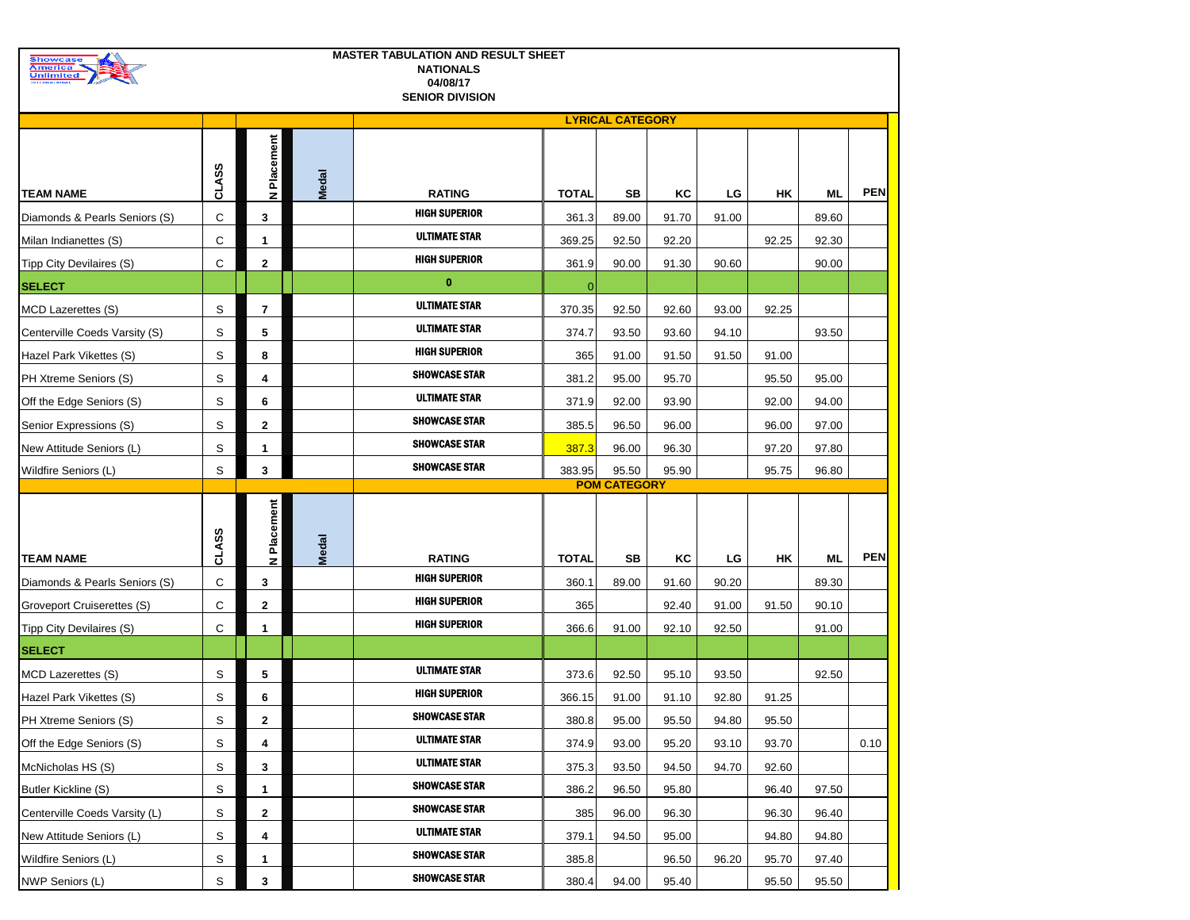**MASTER TABULATION AND RESULT SHEET**
**NATIONALS**
**04/08/17**
**SENIOR DIVISION**

## LYRICAL CATEGORY

| TEAM NAME | CLASS | N Placement | Medal | RATING | TOTAL | SB | KC | LG | HK | ML | PEN |
|---|---|---|---|---|---|---|---|---|---|---|---|
| Diamonds & Pearls Seniors (S) | C | 3 | | HIGH SUPERIOR | 361.3 | 89.00 | 91.70 | 91.00 | | 89.60 | |
| Milan Indianettes (S) | C | 1 | | ULTIMATE STAR | 369.25 | 92.50 | 92.20 | | 92.25 | 92.30 | |
| Tipp City Devilaires (S) | C | 2 | | HIGH SUPERIOR | 361.9 | 90.00 | 91.30 | 90.60 | | 90.00 | |
| **SELECT** | | | | 0 | 0 | | | | | | |
| MCD Lazerettes (S) | S | 7 | | ULTIMATE STAR | 370.35 | 92.50 | 92.60 | 93.00 | 92.25 | | |
| Centerville Coeds Varsity (S) | S | 5 | | ULTIMATE STAR | 374.7 | 93.50 | 93.60 | 94.10 | | 93.50 | |
| Hazel Park Vikettes (S) | S | 8 | | HIGH SUPERIOR | 365 | 91.00 | 91.50 | 91.50 | 91.00 | | |
| PH Xtreme Seniors (S) | S | 4 | | SHOWCASE STAR | 381.2 | 95.00 | 95.70 | | 95.50 | 95.00 | |
| Off the Edge Seniors (S) | S | 6 | | ULTIMATE STAR | 371.9 | 92.00 | 93.90 | | 92.00 | 94.00 | |
| Senior Expressions (S) | S | 2 | | SHOWCASE STAR | 385.5 | 96.50 | 96.00 | | 96.00 | 97.00 | |
| New Attitude Seniors (L) | S | 1 | | SHOWCASE STAR | 387.3 | 96.00 | 96.30 | | 97.20 | 97.80 | |
| Wildfire Seniors (L) | S | 3 | | SHOWCASE STAR | 383.95 | 95.50 | 95.90 | | 95.75 | 96.80 | |

## POM CATEGORY

| TEAM NAME | CLASS | N Placement | Medal | RATING | TOTAL | SB | KC | LG | HK | ML | PEN |
|---|---|---|---|---|---|---|---|---|---|---|---|
| Diamonds & Pearls Seniors (S) | C | 3 | | HIGH SUPERIOR | 360.1 | 89.00 | 91.60 | 90.20 | | 89.30 | |
| Groveport Cruiserettes (S) | C | 2 | | HIGH SUPERIOR | 365 | | 92.40 | 91.00 | 91.50 | 90.10 | |
| Tipp City Devilaires (S) | C | 1 | | HIGH SUPERIOR | 366.6 | 91.00 | 92.10 | 92.50 | | 91.00 | |
| **SELECT** | | | | | | | | | | | |
| MCD Lazerettes (S) | S | 5 | | ULTIMATE STAR | 373.6 | 92.50 | 95.10 | 93.50 | | 92.50 | |
| Hazel Park Vikettes (S) | S | 6 | | HIGH SUPERIOR | 366.15 | 91.00 | 91.10 | 92.80 | 91.25 | | |
| PH Xtreme Seniors (S) | S | 2 | | SHOWCASE STAR | 380.8 | 95.00 | 95.50 | 94.80 | 95.50 | | |
| Off the Edge Seniors (S) | S | 4 | | ULTIMATE STAR | 374.9 | 93.00 | 95.20 | 93.10 | 93.70 | | 0.10 |
| McNicholas HS (S) | S | 3 | | ULTIMATE STAR | 375.3 | 93.50 | 94.50 | 94.70 | 92.60 | | |
| Butler Kickline (S) | S | 1 | | SHOWCASE STAR | 386.2 | 96.50 | 95.80 | | 96.40 | 97.50 | |
| Centerville Coeds Varsity (L) | S | 2 | | SHOWCASE STAR | 385 | 96.00 | 96.30 | | 96.30 | 96.40 | |
| New Attitude Seniors (L) | S | 4 | | ULTIMATE STAR | 379.1 | 94.50 | 95.00 | | 94.80 | 94.80 | |
| Wildfire Seniors (L) | S | 1 | | SHOWCASE STAR | 385.8 | | 96.50 | 96.20 | 95.70 | 97.40 | |
| NWP Seniors (L) | S | 3 | | SHOWCASE STAR | 380.4 | 94.00 | 95.40 | | 95.50 | 95.50 | |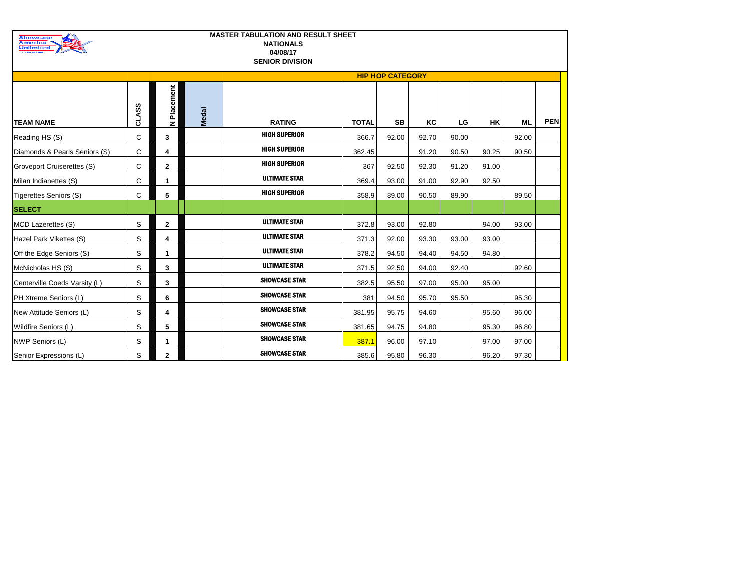**MASTER TABULATION AND RESULT SHEET**
**NATIONALS**
**04/08/17**
**SENIOR DIVISION**

| TEAM NAME | CLASS | N Placement | Medal | RATING | TOTAL | SB | KC | LG | HK | ML | PEN |
|---|---|---|---|---|---|---|---|---|---|---|---|
| | | | | **HIP HOP CATEGORY** | | | | | | | |
| Reading HS (S) | C | 3 | | HIGH SUPERIOR | 366.7 | 92.00 | 92.70 | 90.00 | | 92.00 | |
| Diamonds & Pearls Seniors (S) | C | 4 | | HIGH SUPERIOR | 362.45 | | 91.20 | 90.50 | 90.25 | 90.50 | |
| Groveport Cruiserettes (S) | C | 2 | | HIGH SUPERIOR | 367 | 92.50 | 92.30 | 91.20 | 91.00 | | |
| Milan Indianettes (S) | C | 1 | | ULTIMATE STAR | 369.4 | 93.00 | 91.00 | 92.90 | 92.50 | | |
| Tigerettes Seniors (S) | C | 5 | | HIGH SUPERIOR | 358.9 | 89.00 | 90.50 | 89.90 | | 89.50 | |
| **SELECT** | | | | | | | | | | | |
| MCD Lazerettes (S) | S | 2 | | ULTIMATE STAR | 372.8 | 93.00 | 92.80 | | 94.00 | 93.00 | |
| Hazel Park Vikettes (S) | S | 4 | | ULTIMATE STAR | 371.3 | 92.00 | 93.30 | 93.00 | 93.00 | | |
| Off the Edge Seniors (S) | S | 1 | | ULTIMATE STAR | 378.2 | 94.50 | 94.40 | 94.50 | 94.80 | | |
| McNicholas HS (S) | S | 3 | | ULTIMATE STAR | 371.5 | 92.50 | 94.00 | 92.40 | | 92.60 | |
| Centerville Coeds Varsity (L) | S | 3 | | SHOWCASE STAR | 382.5 | 95.50 | 97.00 | 95.00 | 95.00 | | |
| PH Xtreme Seniors (L) | S | 6 | | SHOWCASE STAR | 381 | 94.50 | 95.70 | 95.50 | | 95.30 | |
| New Attitude Seniors (L) | S | 4 | | SHOWCASE STAR | 381.95 | 95.75 | 94.60 | | 95.60 | 96.00 | |
| Wildfire Seniors (L) | S | 5 | | SHOWCASE STAR | 381.65 | 94.75 | 94.80 | | 95.30 | 96.80 | |
| NWP Seniors (L) | S | 1 | | SHOWCASE STAR | 387.1 | 96.00 | 97.10 | | 97.00 | 97.00 | |
| Senior Expressions (L) | S | 2 | | SHOWCASE STAR | 385.6 | 95.80 | 96.30 | | 96.20 | 97.30 | |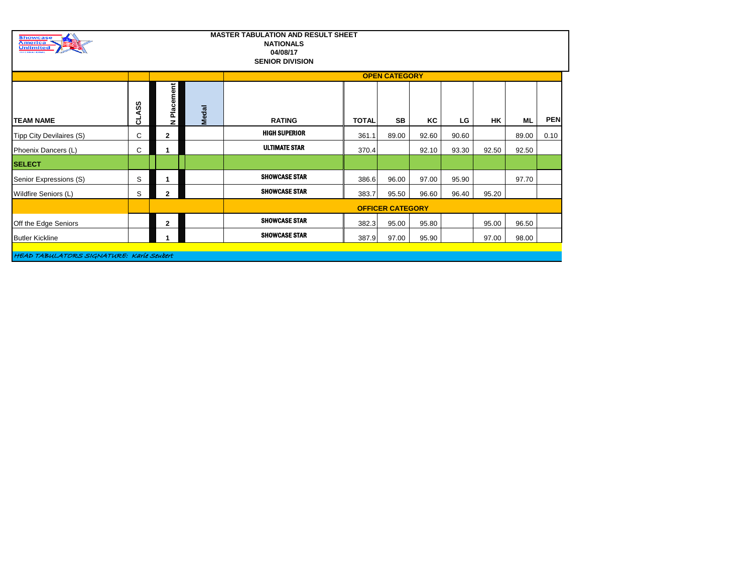**MASTER TABULATION AND RESULT SHEET**
**NATIONALS**
**04/08/17**
**SENIOR DIVISION**

| TEAM NAME | CLASS | N Placement | Medal | RATING | TOTAL | SB | KC | LG | HK | ML | PEN |
|---|---|---|---|---|---|---|---|---|---|---|---|
| | | | | **OPEN CATEGORY** | | | | | | | |
| Tipp City Devilaires (S) | C | 2 | | HIGH SUPERIOR | 361.1 | 89.00 | 92.60 | 90.60 | | 89.00 | 0.10 |
| Phoenix Dancers (L) | C | 1 | | ULTIMATE STAR | 370.4 | | 92.10 | 93.30 | 92.50 | 92.50 | |
| **SELECT** | | | | | | | | | | | |
| Senior Expressions (S) | S | 1 | | SHOWCASE STAR | 386.6 | 96.00 | 97.00 | 95.90 | | 97.70 | |
| Wildfire Seniors (L) | S | 2 | | SHOWCASE STAR | 383.7 | 95.50 | 96.60 | 96.40 | 95.20 | | |
| | | | | **OFFICER CATEGORY** | | | | | | | |
| Off the Edge Seniors | | 2 | | SHOWCASE STAR | 382.3 | 95.00 | 95.80 | | 95.00 | 96.50 | |
| Butler Kickline | | 1 | | SHOWCASE STAR | 387.9 | 97.00 | 95.90 | | 97.00 | 98.00 | |

HEAD TABULATORS SIGNATURE: Karie Seubert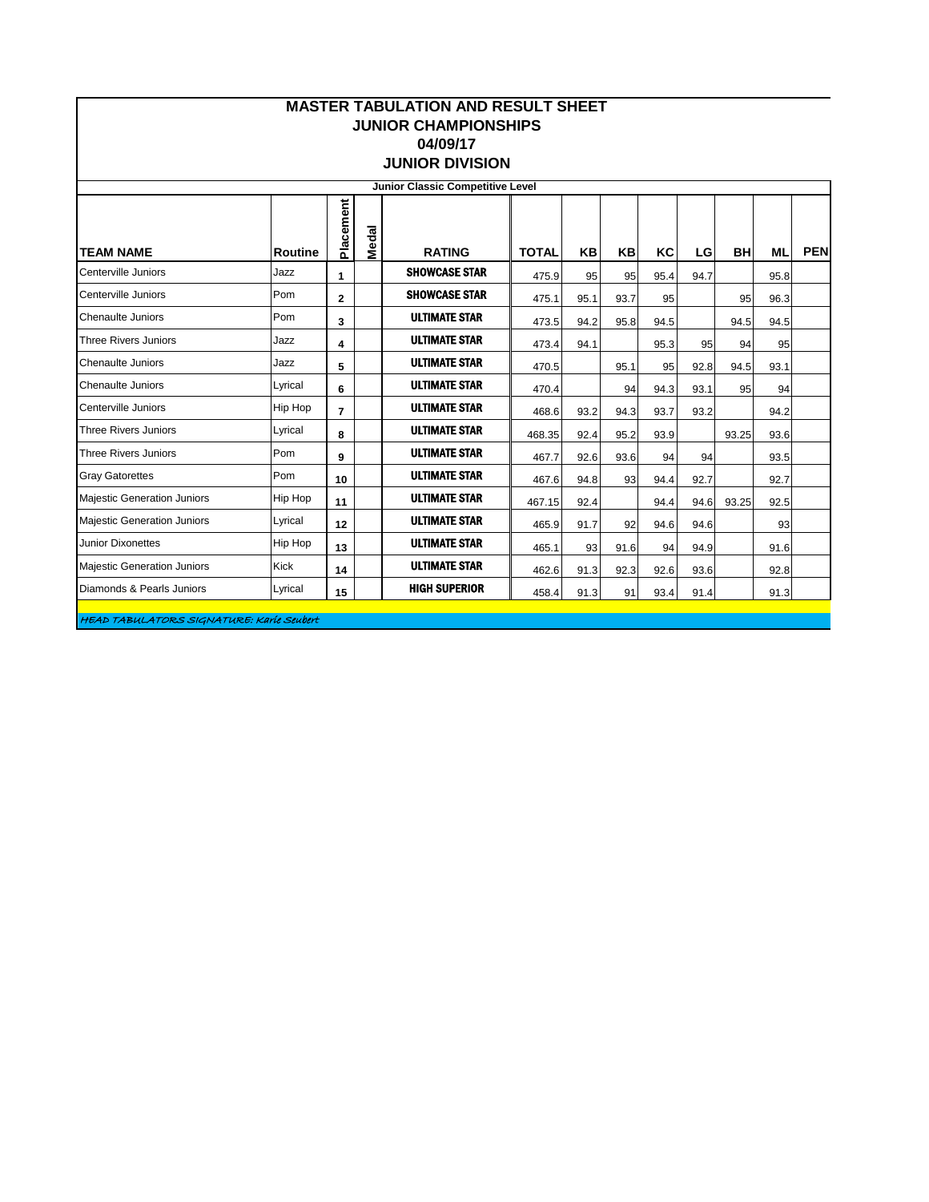# MASTER TABULATION AND RESULT SHEET
## JUNIOR CHAMPIONSHIPS
## 04/09/17
## JUNIOR DIVISION

**Junior Classic Competitive Level**

| TEAM NAME | Routine | Placement | Medal | RATING | TOTAL | KB | KB | KC | LG | BH | ML | PEN |
|---|---|---|---|---|---|---|---|---|---|---|---|---|
| Centerville Juniors | Jazz | 1 | | SHOWCASE STAR | 475.9 | 95 | 95 | 95.4 | 94.7 | | 95.8 | |
| Centerville Juniors | Pom | 2 | | SHOWCASE STAR | 475.1 | 95.1 | 93.7 | 95 | | 95 | 96.3 | |
| Chenaulte Juniors | Pom | 3 | | ULTIMATE STAR | 473.5 | 94.2 | 95.8 | 94.5 | | 94.5 | 94.5 | |
| Three Rivers Juniors | Jazz | 4 | | ULTIMATE STAR | 473.4 | 94.1 | | 95.3 | 95 | 94 | 95 | |
| Chenaulte Juniors | Jazz | 5 | | ULTIMATE STAR | 470.5 | | 95.1 | 95 | 92.8 | 94.5 | 93.1 | |
| Chenaulte Juniors | Lyrical | 6 | | ULTIMATE STAR | 470.4 | | 94 | 94.3 | 93.1 | 95 | 94 | |
| Centerville Juniors | Hip Hop | 7 | | ULTIMATE STAR | 468.6 | 93.2 | 94.3 | 93.7 | 93.2 | | 94.2 | |
| Three Rivers Juniors | Lyrical | 8 | | ULTIMATE STAR | 468.35 | 92.4 | 95.2 | 93.9 | | 93.25 | 93.6 | |
| Three Rivers Juniors | Pom | 9 | | ULTIMATE STAR | 467.7 | 92.6 | 93.6 | 94 | 94 | | 93.5 | |
| Gray Gatorettes | Pom | 10 | | ULTIMATE STAR | 467.6 | 94.8 | 93 | 94.4 | 92.7 | | 92.7 | |
| Majestic Generation Juniors | Hip Hop | 11 | | ULTIMATE STAR | 467.15 | 92.4 | | 94.4 | 94.6 | 93.25 | 92.5 | |
| Majestic Generation Juniors | Lyrical | 12 | | ULTIMATE STAR | 465.9 | 91.7 | 92 | 94.6 | 94.6 | | 93 | |
| Junior Dixonettes | Hip Hop | 13 | | ULTIMATE STAR | 465.1 | 93 | 91.6 | 94 | 94.9 | | 91.6 | |
| Majestic Generation Juniors | Kick | 14 | | ULTIMATE STAR | 462.6 | 91.3 | 92.3 | 92.6 | 93.6 | | 92.8 | |
| Diamonds & Pearls Juniors | Lyrical | 15 | | HIGH SUPERIOR | 458.4 | 91.3 | 91 | 93.4 | 91.4 | | 91.3 | |

*HEAD TABULATORS SIGNATURE: Karle Seubert*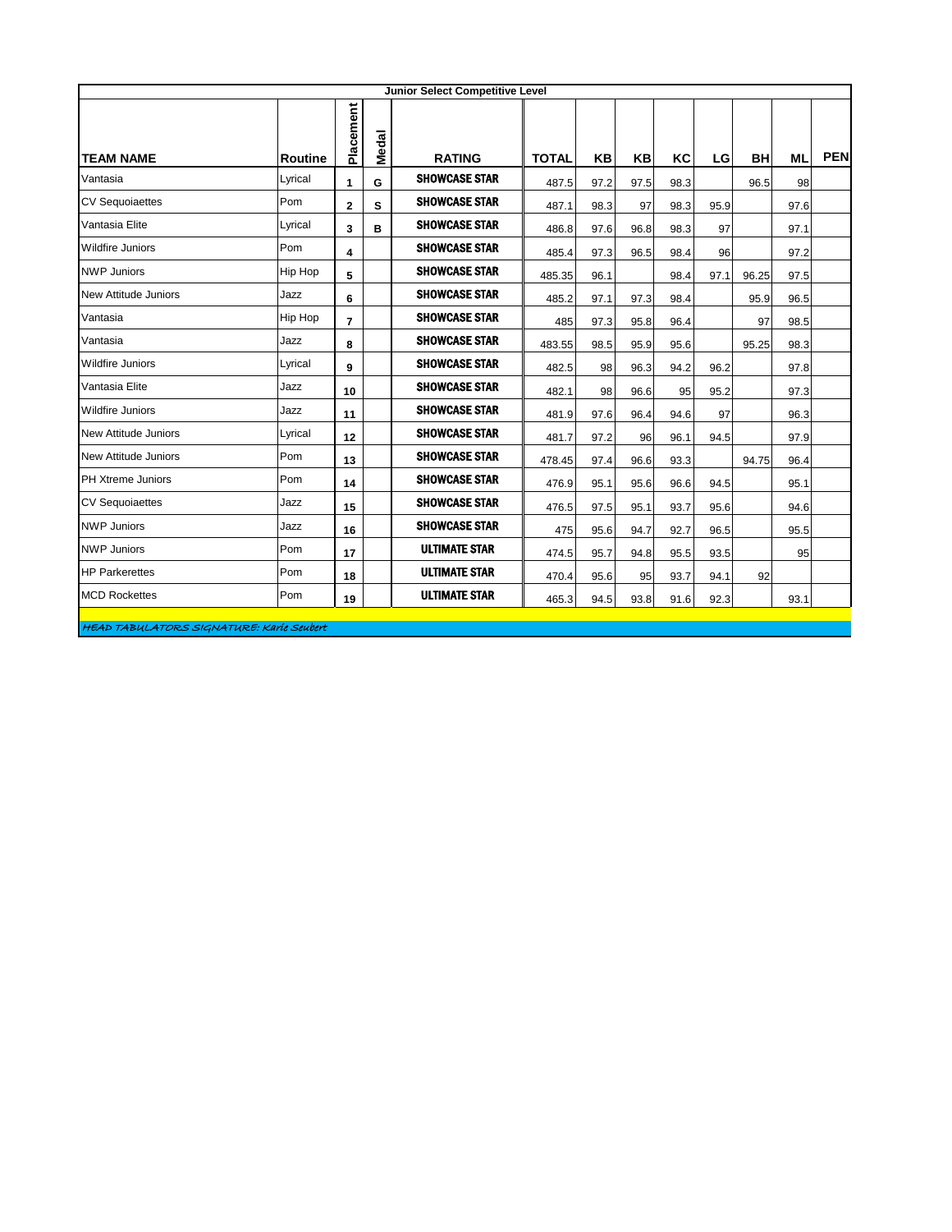**Junior Select Competitive Level**

| TEAM NAME | Routine | Placement | Medal | RATING | TOTAL | KB | KB | KC | LG | BH | ML | PEN |
|---|---|---|---|---|---|---|---|---|---|---|---|---|
| Vantasia | Lyrical | 1 | G | SHOWCASE STAR | 487.5 | 97.2 | 97.5 | 98.3 | | 96.5 | 98 | |
| CV Sequoiaettes | Pom | 2 | S | SHOWCASE STAR | 487.1 | 98.3 | 97 | 98.3 | 95.9 | | 97.6 | |
| Vantasia Elite | Lyrical | 3 | B | SHOWCASE STAR | 486.8 | 97.6 | 96.8 | 98.3 | 97 | | 97.1 | |
| Wildfire Juniors | Pom | 4 | | SHOWCASE STAR | 485.4 | 97.3 | 96.5 | 98.4 | 96 | | 97.2 | |
| NWP Juniors | Hip Hop | 5 | | SHOWCASE STAR | 485.35 | 96.1 | | 98.4 | 97.1 | 96.25 | 97.5 | |
| New Attitude Juniors | Jazz | 6 | | SHOWCASE STAR | 485.2 | 97.1 | 97.3 | 98.4 | | 95.9 | 96.5 | |
| Vantasia | Hip Hop | 7 | | SHOWCASE STAR | 485 | 97.3 | 95.8 | 96.4 | | 97 | 98.5 | |
| Vantasia | Jazz | 8 | | SHOWCASE STAR | 483.55 | 98.5 | 95.9 | 95.6 | | 95.25 | 98.3 | |
| Wildfire Juniors | Lyrical | 9 | | SHOWCASE STAR | 482.5 | 98 | 96.3 | 94.2 | 96.2 | | 97.8 | |
| Vantasia Elite | Jazz | 10 | | SHOWCASE STAR | 482.1 | 98 | 96.6 | 95 | 95.2 | | 97.3 | |
| Wildfire Juniors | Jazz | 11 | | SHOWCASE STAR | 481.9 | 97.6 | 96.4 | 94.6 | 97 | | 96.3 | |
| New Attitude Juniors | Lyrical | 12 | | SHOWCASE STAR | 481.7 | 97.2 | 96 | 96.1 | 94.5 | | 97.9 | |
| New Attitude Juniors | Pom | 13 | | SHOWCASE STAR | 478.45 | 97.4 | 96.6 | 93.3 | | 94.75 | 96.4 | |
| PH Xtreme Juniors | Pom | 14 | | SHOWCASE STAR | 476.9 | 95.1 | 95.6 | 96.6 | 94.5 | | 95.1 | |
| CV Sequoiaettes | Jazz | 15 | | SHOWCASE STAR | 476.5 | 97.5 | 95.1 | 93.7 | 95.6 | | 94.6 | |
| NWP Juniors | Jazz | 16 | | SHOWCASE STAR | 475 | 95.6 | 94.7 | 92.7 | 96.5 | | 95.5 | |
| NWP Juniors | Pom | 17 | | ULTIMATE STAR | 474.5 | 95.7 | 94.8 | 95.5 | 93.5 | | 95 | |
| HP Parkerettes | Pom | 18 | | ULTIMATE STAR | 470.4 | 95.6 | 95 | 93.7 | 94.1 | 92 | | |
| MCD Rockettes | Pom | 19 | | ULTIMATE STAR | 465.3 | 94.5 | 93.8 | 91.6 | 92.3 | | 93.1 | |

*HEAD TABULATORS SIGNATURE: Karie Seubert*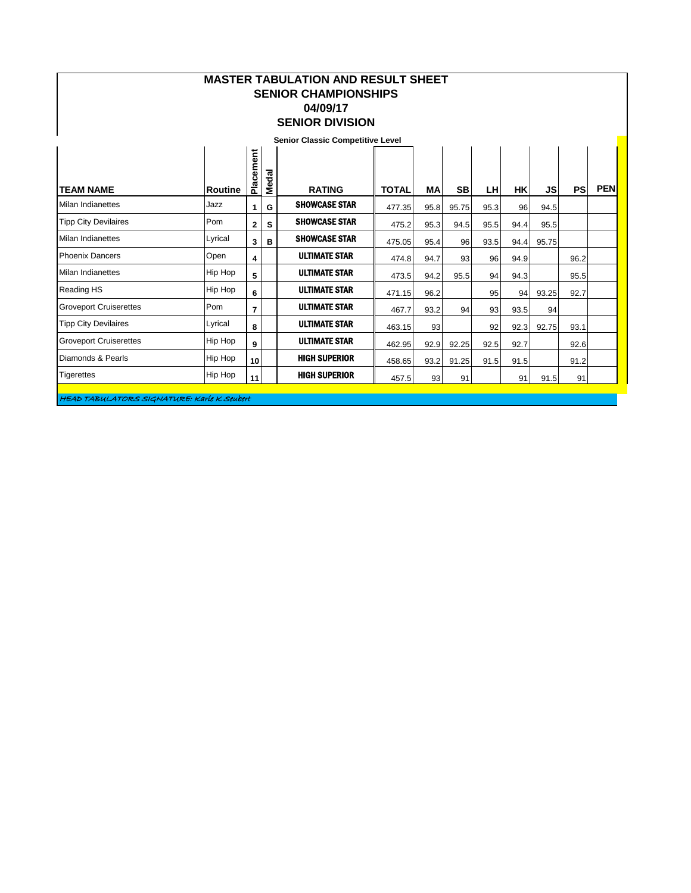# MASTER TABULATION AND RESULT SHEET
## SENIOR CHAMPIONSHIPS
## 04/09/17
## SENIOR DIVISION

**Senior Classic Competitive Level**

| TEAM NAME | Routine | Placement | Medal | RATING | TOTAL | MA | SB | LH | HK | JS | PS | PEN |
|---|---|---|---|---|---|---|---|---|---|---|---|---|
| Milan Indianettes | Jazz | 1 | G | SHOWCASE STAR | 477.35 | 95.8 | 95.75 | 95.3 | 96 | 94.5 | | |
| Tipp City Devilaires | Pom | 2 | S | SHOWCASE STAR | 475.2 | 95.3 | 94.5 | 95.5 | 94.4 | 95.5 | | |
| Milan Indianettes | Lyrical | 3 | B | SHOWCASE STAR | 475.05 | 95.4 | 96 | 93.5 | 94.4 | 95.75 | | |
| Phoenix Dancers | Open | 4 | | ULTIMATE STAR | 474.8 | 94.7 | 93 | 96 | 94.9 | | 96.2 | |
| Milan Indianettes | Hip Hop | 5 | | ULTIMATE STAR | 473.5 | 94.2 | 95.5 | 94 | 94.3 | | 95.5 | |
| Reading HS | Hip Hop | 6 | | ULTIMATE STAR | 471.15 | 96.2 | | 95 | 94 | 93.25 | 92.7 | |
| Groveport Cruiserettes | Pom | 7 | | ULTIMATE STAR | 467.7 | 93.2 | 94 | 93 | 93.5 | 94 | | |
| Tipp City Devilaires | Lyrical | 8 | | ULTIMATE STAR | 463.15 | 93 | | 92 | 92.3 | 92.75 | 93.1 | |
| Groveport Cruiserettes | Hip Hop | 9 | | ULTIMATE STAR | 462.95 | 92.9 | 92.25 | 92.5 | 92.7 | | 92.6 | |
| Diamonds & Pearls | Hip Hop | 10 | | HIGH SUPERIOR | 458.65 | 93.2 | 91.25 | 91.5 | 91.5 | | 91.2 | |
| Tigerettes | Hip Hop | 11 | | HIGH SUPERIOR | 457.5 | 93 | 91 | | 91 | 91.5 | 91 | |

*HEAD TABULATORS SIGNATURE: Karie K Seubert*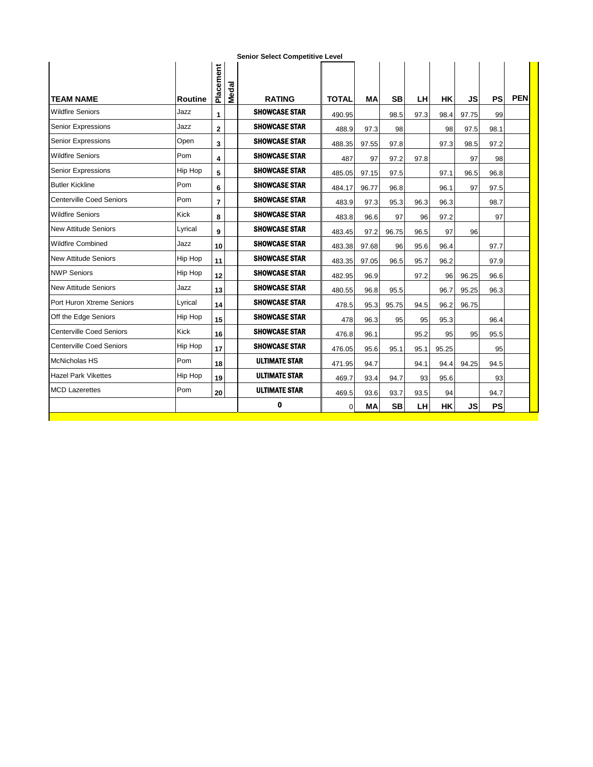**Senior Select Competitive Level**

| TEAM NAME | Routine | Placement | Medal | RATING | TOTAL | MA | SB | LH | HK | JS | PS | PEN |
|---|---|---|---|---|---|---|---|---|---|---|---|---|
| Wildfire Seniors | Jazz | 1 | | SHOWCASE STAR | 490.95 | | 98.5 | 97.3 | 98.4 | 97.75 | 99 | |
| Senior Expressions | Jazz | 2 | | SHOWCASE STAR | 488.9 | 97.3 | 98 | | 98 | 97.5 | 98.1 | |
| Senior Expressions | Open | 3 | | SHOWCASE STAR | 488.35 | 97.55 | 97.8 | | 97.3 | 98.5 | 97.2 | |
| Wildfire Seniors | Pom | 4 | | SHOWCASE STAR | 487 | 97 | 97.2 | 97.8 | | 97 | 98 | |
| Senior Expressions | Hip Hop | 5 | | SHOWCASE STAR | 485.05 | 97.15 | 97.5 | | 97.1 | 96.5 | 96.8 | |
| Butler Kickline | Pom | 6 | | SHOWCASE STAR | 484.17 | 96.77 | 96.8 | | 96.1 | 97 | 97.5 | |
| Centerville Coed Seniors | Pom | 7 | | SHOWCASE STAR | 483.9 | 97.3 | 95.3 | 96.3 | 96.3 | | 98.7 | |
| Wildfire Seniors | Kick | 8 | | SHOWCASE STAR | 483.8 | 96.6 | 97 | 96 | 97.2 | | 97 | |
| New Attitude Seniors | Lyrical | 9 | | SHOWCASE STAR | 483.45 | 97.2 | 96.75 | 96.5 | 97 | 96 | | |
| Wildfire Combined | Jazz | 10 | | SHOWCASE STAR | 483.38 | 97.68 | 96 | 95.6 | 96.4 | | 97.7 | |
| New Attitude Seniors | Hip Hop | 11 | | SHOWCASE STAR | 483.35 | 97.05 | 96.5 | 95.7 | 96.2 | | 97.9 | |
| NWP Seniors | Hip Hop | 12 | | SHOWCASE STAR | 482.95 | 96.9 | | 97.2 | 96 | 96.25 | 96.6 | |
| New Attitude Seniors | Jazz | 13 | | SHOWCASE STAR | 480.55 | 96.8 | 95.5 | | 96.7 | 95.25 | 96.3 | |
| Port Huron Xtreme Seniors | Lyrical | 14 | | SHOWCASE STAR | 478.5 | 95.3 | 95.75 | 94.5 | 96.2 | 96.75 | | |
| Off the Edge Seniors | Hip Hop | 15 | | SHOWCASE STAR | 478 | 96.3 | 95 | 95 | 95.3 | | 96.4 | |
| Centerville Coed Seniors | Kick | 16 | | SHOWCASE STAR | 476.8 | 96.1 | | 95.2 | 95 | 95 | 95.5 | |
| Centerville Coed Seniors | Hip Hop | 17 | | SHOWCASE STAR | 476.05 | 95.6 | 95.1 | 95.1 | 95.25 | | 95 | |
| McNicholas HS | Pom | 18 | | ULTIMATE STAR | 471.95 | 94.7 | | 94.1 | 94.4 | 94.25 | 94.5 | |
| Hazel Park Vikettes | Hip Hop | 19 | | ULTIMATE STAR | 469.7 | 93.4 | 94.7 | 93 | 95.6 | | 93 | |
| MCD Lazerettes | Pom | 20 | | ULTIMATE STAR | 469.5 | 93.6 | 93.7 | 93.5 | 94 | | 94.7 | |
| | | | | 0 | 0 | MA | SB | LH | HK | JS | PS | |